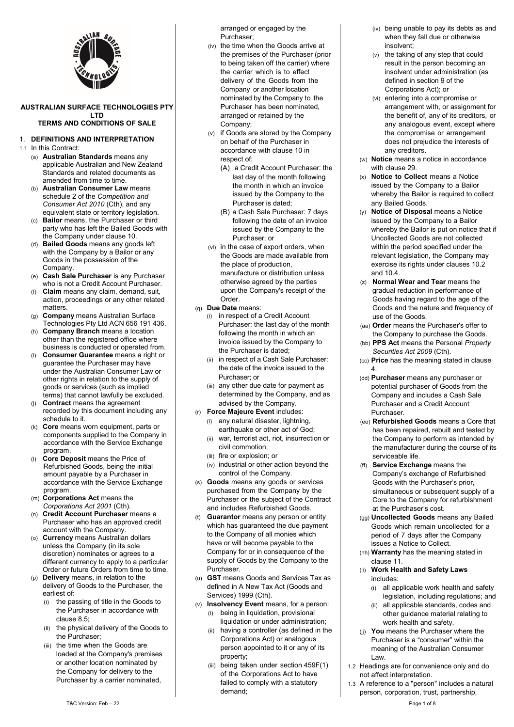**AUSTRALIAN SURFACE TECHNOLOGIES PTY LTD**
**TERMS AND CONDITIONS OF SALE**

## 1. DEFINITIONS AND INTERPRETATION

1.1 In this Contract:

(a) **Australian Standards** means any applicable Australian and New Zealand Standards and related documents as amended from time to time.

(b) **Australian Consumer Law** means schedule 2 of the *Competition and Consumer Act 2010* (Cth), and any equivalent state or territory legislation.

(c) **Bailor** means, the Purchaser or third party who has left the Bailed Goods with the Company under clause 10.

(d) **Bailed Goods** means any goods left with the Company by a Bailor or any Goods in the possession of the Company.

(e) **Cash Sale Purchaser** is any Purchaser who is not a Credit Account Purchaser.

(f) **Claim** means any claim, demand, suit, action, proceedings or any other related matters.

(g) **Company** means Australian Surface Technologies Pty Ltd ACN 656 191 436.

(h) **Company Branch** means a location other than the registered office where business is conducted or operated from.

(i) **Consumer Guarantee** means a right or guarantee the Purchaser may have under the Australian Consumer Law or other rights in relation to the supply of goods or services (such as implied terms) that cannot lawfully be excluded.

(j) **Contract** means the agreement recorded by this document including any schedule to it.

(k) **Core** means worn equipment, parts or components supplied to the Company in accordance with the Service Exchange program.

(l) **Core Deposit** means the Price of Refurbished Goods, being the initial amount payable by a Purchaser in accordance with the Service Exchange program.

(m) **Corporations Act** means the *Corporations Act 2001* (Cth).

(n) **Credit Account Purchaser** means a Purchaser who has an approved credit account with the Company.

(o) **Currency** means Australian dollars unless the Company (in its sole discretion) nominates or agrees to a different currency to apply to a particular Order or future Orders from time to time.

(p) **Delivery** means, in relation to the delivery of Goods to the Purchaser, the earliest of:

(i) the passing of title in the Goods to the Purchaser in accordance with clause 8.5;

(ii) the physical delivery of the Goods to the Purchaser;

(iii) the time when the Goods are loaded at the Company's premises or another location nominated by the Company for delivery to the Purchaser by a carrier nominated, arranged or engaged by the Purchaser;

(iv) the time when the Goods arrive at the premises of the Purchaser (prior to being taken off the carrier) where the carrier which is to effect delivery of the Goods from the Company or another location nominated by the Company to the Purchaser has been nominated, arranged or retained by the Company;

(v) if Goods are stored by the Company on behalf of the Purchaser in accordance with clause 10 in respect of;

(A) a Credit Account Purchaser: the last day of the month following the month in which an invoice issued by the Company to the Purchaser is dated;

(B) a Cash Sale Purchaser: 7 days following the date of an invoice issued by the Company to the Purchaser; or

(vi) in the case of export orders, when the Goods are made available from the place of production, manufacture or distribution unless otherwise agreed by the parties upon the Company's receipt of the Order.

(q) **Due Date** means:

(i) in respect of a Credit Account Purchaser: the last day of the month following the month in which an invoice issued by the Company to the Purchaser is dated;

(ii) in respect of a Cash Sale Purchaser: the date of the invoice issued to the Purchaser; or

(iii) any other due date for payment as determined by the Company, and as advised by the Company.

(r) **Force Majeure Event** includes:

(i) any natural disaster, lightning, earthquake or other act of God;

(ii) war, terrorist act, riot, insurrection or civil commotion;

(iii) fire or explosion; or

(iv) industrial or other action beyond the control of the Company.

(s) **Goods** means any goods or services purchased from the Company by the Purchaser or the subject of the Contract and includes Refurbished Goods.

(t) **Guarantor** means any person or entity which has guaranteed the due payment to the Company of all monies which have or will become payable to the Company for or in consequence of the supply of Goods by the Company to the Purchaser.

(u) **GST** means Goods and Services Tax as defined in A New Tax Act (Goods and Services) 1999 (Cth).

(v) **Insolvency Event** means, for a person:

(i) being in liquidation, provisional liquidation or under administration;

(ii) having a controller (as defined in the Corporations Act) or analogous person appointed to it or any of its property;

(iii) being taken under section 459F(1) of the Corporations Act to have failed to comply with a statutory demand;

(iv) being unable to pay its debts as and when they fall due or otherwise insolvent;

(v) the taking of any step that could result in the person becoming an insolvent under administration (as defined in section 9 of the Corporations Act); or

(vi) entering into a compromise or arrangement with, or assignment for the benefit of, any of its creditors, or any analogous event, except where the compromise or arrangement does not prejudice the interests of any creditors.

(w) **Notice** means a notice in accordance with clause 29.

(x) **Notice to Collect** means a Notice issued by the Company to a Bailor whereby the Bailor is required to collect any Bailed Goods.

(y) **Notice of Disposal** means a Notice issued by the Company to a Bailor whereby the Bailor is put on notice that if Uncollected Goods are not collected within the period specified under the relevant legislation, the Company may exercise its rights under clauses 10.2 and 10.4.

(z) **Normal Wear and Tear** means the gradual reduction in performance of Goods having regard to the age of the Goods and the nature and frequency of use of the Goods.

(aa) **Order** means the Purchaser's offer to the Company to purchase the Goods.

(bb) **PPS Act** means the Personal *Property Securities Act 2009* (Cth).

(cc) **Price** has the meaning stated in clause 4.

(dd) **Purchaser** means any purchaser or potential purchaser of Goods from the Company and includes a Cash Sale Purchaser and a Credit Account Purchaser.

(ee) **Refurbished Goods** means a Core that has been repaired, rebuilt and tested by the Company to perform as intended by the manufacturer during the course of its serviceable life.

(ff) **Service Exchange** means the Company's exchange of Refurbished Goods with the Purchaser's prior, simultaneous or subsequent supply of a Core to the Company for refurbishment at the Purchaser's cost.

(gg) **Uncollected Goods** means any Bailed Goods which remain uncollected for a period of 7 days after the Company issues a Notice to Collect.

(hh) **Warranty** has the meaning stated in clause 11.

(ii) **Work Health and Safety Laws** includes:

(i) all applicable work health and safety legislation, including regulations; and

(ii) all applicable standards, codes and other guidance material relating to work health and safety.

(jj) **You** means the Purchaser where the Purchaser is a "consumer" within the meaning of the Australian Consumer Law.

1.2 Headings are for convenience only and do not affect interpretation.

1.3 A reference to a "person" includes a natural person, corporation, trust, partnership,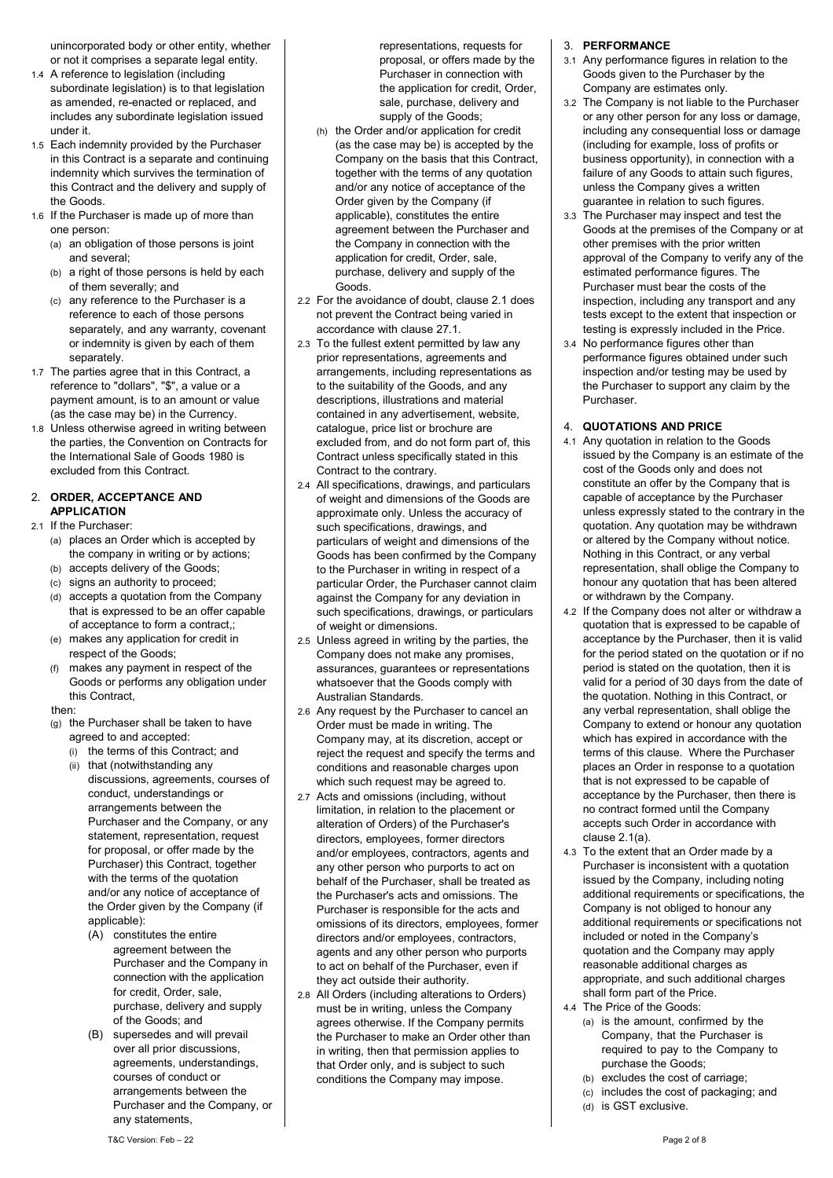unincorporated body or other entity, whether or not it comprises a separate legal entity.

1.4 A reference to legislation (including subordinate legislation) is to that legislation as amended, re-enacted or replaced, and includes any subordinate legislation issued under it.

1.5 Each indemnity provided by the Purchaser in this Contract is a separate and continuing indemnity which survives the termination of this Contract and the delivery and supply of the Goods.

1.6 If the Purchaser is made up of more than one person:

- (a) an obligation of those persons is joint and several;
- (b) a right of those persons is held by each of them severally; and
- (c) any reference to the Purchaser is a reference to each of those persons separately, and any warranty, covenant or indemnity is given by each of them separately.

1.7 The parties agree that in this Contract, a reference to "dollars", "$", a value or a payment amount, is to an amount or value (as the case may be) in the Currency.

1.8 Unless otherwise agreed in writing between the parties, the Convention on Contracts for the International Sale of Goods 1980 is excluded from this Contract.

## 2. ORDER, ACCEPTANCE AND APPLICATION

2.1 If the Purchaser:

- (a) places an Order which is accepted by the company in writing or by actions;
- (b) accepts delivery of the Goods;
- (c) signs an authority to proceed;
- (d) accepts a quotation from the Company that is expressed to be an offer capable of acceptance to form a contract,;
- (e) makes any application for credit in respect of the Goods;
- (f) makes any payment in respect of the Goods or performs any obligation under this Contract,

then:

- (g) the Purchaser shall be taken to have agreed to and accepted:
  - (i) the terms of this Contract; and
  - (ii) that (notwithstanding any discussions, agreements, courses of conduct, understandings or arrangements between the Purchaser and the Company, or any statement, representation, request for proposal, or offer made by the Purchaser) this Contract, together with the terms of the quotation and/or any notice of acceptance of the Order given by the Company (if applicable):
    - (A) constitutes the entire agreement between the Purchaser and the Company in connection with the application for credit, Order, sale, purchase, delivery and supply of the Goods; and
    - (B) supersedes and will prevail over all prior discussions, agreements, understandings, courses of conduct or arrangements between the Purchaser and the Company, or any statements, representations, requests for proposal, or offers made by the Purchaser in connection with the application for credit, Order, sale, purchase, delivery and supply of the Goods;
- (h) the Order and/or application for credit (as the case may be) is accepted by the Company on the basis that this Contract, together with the terms of any quotation and/or any notice of acceptance of the Order given by the Company (if applicable), constitutes the entire agreement between the Purchaser and the Company in connection with the application for credit, Order, sale, purchase, delivery and supply of the Goods.

2.2 For the avoidance of doubt, clause 2.1 does not prevent the Contract being varied in accordance with clause 27.1.

2.3 To the fullest extent permitted by law any prior representations, agreements and arrangements, including representations as to the suitability of the Goods, and any descriptions, illustrations and material contained in any advertisement, website, catalogue, price list or brochure are excluded from, and do not form part of, this Contract unless specifically stated in this Contract to the contrary.

2.4 All specifications, drawings, and particulars of weight and dimensions of the Goods are approximate only. Unless the accuracy of such specifications, drawings, and particulars of weight and dimensions of the Goods has been confirmed by the Company to the Purchaser in writing in respect of a particular Order, the Purchaser cannot claim against the Company for any deviation in such specifications, drawings, or particulars of weight or dimensions.

2.5 Unless agreed in writing by the parties, the Company does not make any promises, assurances, guarantees or representations whatsoever that the Goods comply with Australian Standards.

2.6 Any request by the Purchaser to cancel an Order must be made in writing. The Company may, at its discretion, accept or reject the request and specify the terms and conditions and reasonable charges upon which such request may be agreed to.

2.7 Acts and omissions (including, without limitation, in relation to the placement or alteration of Orders) of the Purchaser's directors, employees, former directors and/or employees, contractors, agents and any other person who purports to act on behalf of the Purchaser, shall be treated as the Purchaser's acts and omissions. The Purchaser is responsible for the acts and omissions of its directors, employees, former directors and/or employees, contractors, agents and any other person who purports to act on behalf of the Purchaser, even if they act outside their authority.

2.8 All Orders (including alterations to Orders) must be in writing, unless the Company agrees otherwise. If the Company permits the Purchaser to make an Order other than in writing, then that permission applies to that Order only, and is subject to such conditions the Company may impose.

## 3. PERFORMANCE

3.1 Any performance figures in relation to the Goods given to the Purchaser by the Company are estimates only.

3.2 The Company is not liable to the Purchaser or any other person for any loss or damage, including any consequential loss or damage (including for example, loss of profits or business opportunity), in connection with a failure of any Goods to attain such figures, unless the Company gives a written guarantee in relation to such figures.

3.3 The Purchaser may inspect and test the Goods at the premises of the Company or at other premises with the prior written approval of the Company to verify any of the estimated performance figures. The Purchaser must bear the costs of the inspection, including any transport and any tests except to the extent that inspection or testing is expressly included in the Price.

3.4 No performance figures other than performance figures obtained under such inspection and/or testing may be used by the Purchaser to support any claim by the Purchaser.

## 4. QUOTATIONS AND PRICE

4.1 Any quotation in relation to the Goods issued by the Company is an estimate of the cost of the Goods only and does not constitute an offer by the Company that is capable of acceptance by the Purchaser unless expressly stated to the contrary in the quotation. Any quotation may be withdrawn or altered by the Company without notice. Nothing in this Contract, or any verbal representation, shall oblige the Company to honour any quotation that has been altered or withdrawn by the Company.

4.2 If the Company does not alter or withdraw a quotation that is expressed to be capable of acceptance by the Purchaser, then it is valid for the period stated on the quotation or if no period is stated on the quotation, then it is valid for a period of 30 days from the date of the quotation. Nothing in this Contract, or any verbal representation, shall oblige the Company to extend or honour any quotation which has expired in accordance with the terms of this clause. Where the Purchaser places an Order in response to a quotation that is not expressed to be capable of acceptance by the Purchaser, then there is no contract formed until the Company accepts such Order in accordance with clause 2.1(a).

4.3 To the extent that an Order made by a Purchaser is inconsistent with a quotation issued by the Company, including noting additional requirements or specifications, the Company is not obliged to honour any additional requirements or specifications not included or noted in the Company's quotation and the Company may apply reasonable additional charges as appropriate, and such additional charges shall form part of the Price.

4.4 The Price of the Goods:

- (a) is the amount, confirmed by the Company, that the Purchaser is required to pay to the Company to purchase the Goods;
- (b) excludes the cost of carriage;
- (c) includes the cost of packaging; and
- (d) is GST exclusive.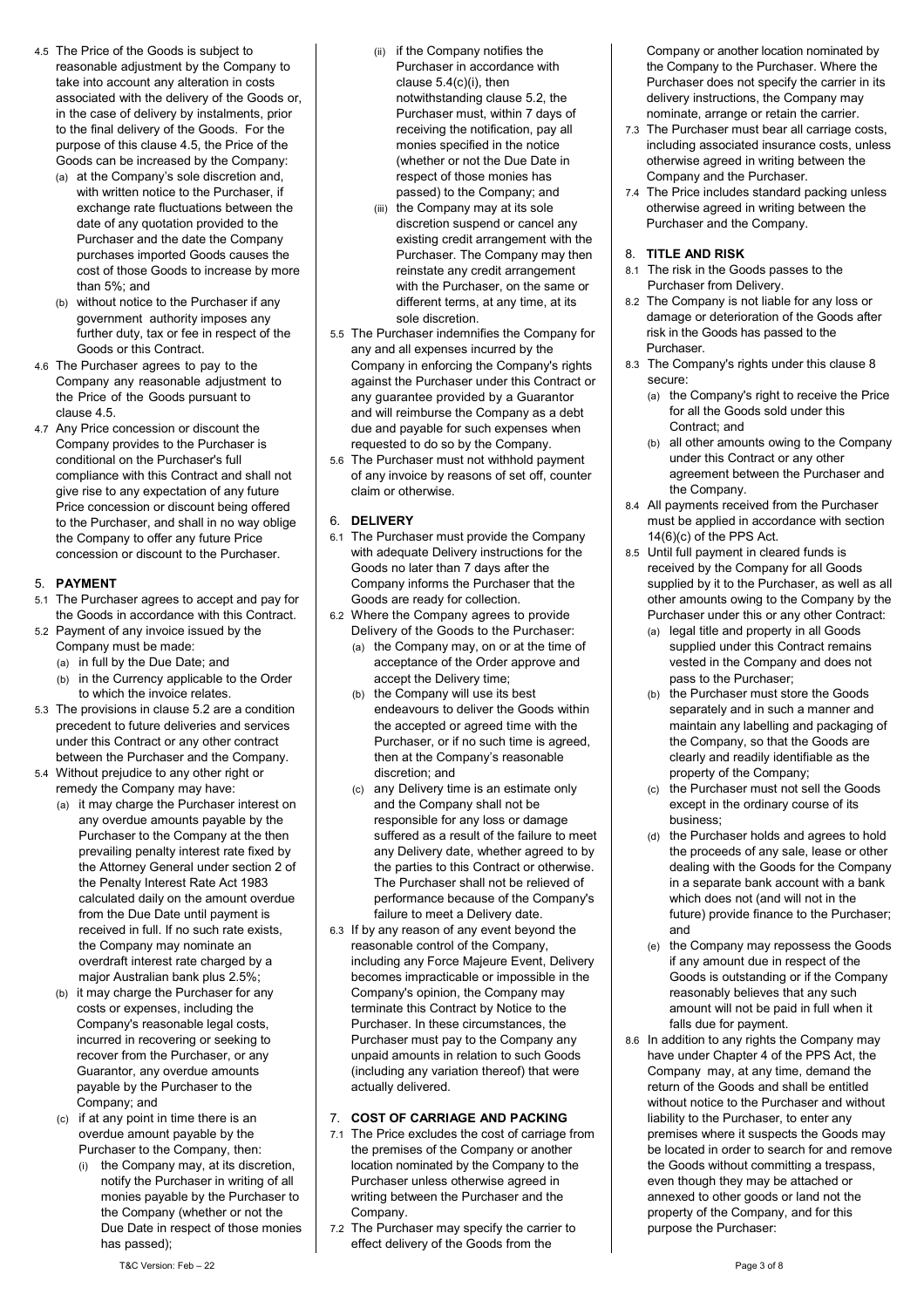4.5 The Price of the Goods is subject to reasonable adjustment by the Company to take into account any alteration in costs associated with the delivery of the Goods or, in the case of delivery by instalments, prior to the final delivery of the Goods. For the purpose of this clause 4.5, the Price of the Goods can be increased by the Company:

(a) at the Company's sole discretion and, with written notice to the Purchaser, if exchange rate fluctuations between the date of any quotation provided to the Purchaser and the date the Company purchases imported Goods causes the cost of those Goods to increase by more than 5%; and

(b) without notice to the Purchaser if any government authority imposes any further duty, tax or fee in respect of the Goods or this Contract.

4.6 The Purchaser agrees to pay to the Company any reasonable adjustment to the Price of the Goods pursuant to clause 4.5.

4.7 Any Price concession or discount the Company provides to the Purchaser is conditional on the Purchaser's full compliance with this Contract and shall not give rise to any expectation of any future Price concession or discount being offered to the Purchaser, and shall in no way oblige the Company to offer any future Price concession or discount to the Purchaser.

## 5. PAYMENT

5.1 The Purchaser agrees to accept and pay for the Goods in accordance with this Contract.

5.2 Payment of any invoice issued by the Company must be made:

(a) in full by the Due Date; and

(b) in the Currency applicable to the Order to which the invoice relates.

5.3 The provisions in clause 5.2 are a condition precedent to future deliveries and services under this Contract or any other contract between the Purchaser and the Company.

5.4 Without prejudice to any other right or remedy the Company may have:

(a) it may charge the Purchaser interest on any overdue amounts payable by the Purchaser to the Company at the then prevailing penalty interest rate fixed by the Attorney General under section 2 of the Penalty Interest Rate Act 1983 calculated daily on the amount overdue from the Due Date until payment is received in full. If no such rate exists, the Company may nominate an overdraft interest rate charged by a major Australian bank plus 2.5%;

(b) it may charge the Purchaser for any costs or expenses, including the Company's reasonable legal costs, incurred in recovering or seeking to recover from the Purchaser, or any Guarantor, any overdue amounts payable by the Purchaser to the Company; and

(c) if at any point in time there is an overdue amount payable by the Purchaser to the Company, then:

(i) the Company may, at its discretion, notify the Purchaser in writing of all monies payable by the Purchaser to the Company (whether or not the Due Date in respect of those monies has passed);

(ii) if the Company notifies the Purchaser in accordance with clause 5.4(c)(i), then notwithstanding clause 5.2, the Purchaser must, within 7 days of receiving the notification, pay all monies specified in the notice (whether or not the Due Date in respect of those monies has passed) to the Company; and

(iii) the Company may at its sole discretion suspend or cancel any existing credit arrangement with the Purchaser. The Company may then reinstate any credit arrangement with the Purchaser, on the same or different terms, at any time, at its sole discretion.

5.5 The Purchaser indemnifies the Company for any and all expenses incurred by the Company in enforcing the Company's rights against the Purchaser under this Contract or any guarantee provided by a Guarantor and will reimburse the Company as a debt due and payable for such expenses when requested to do so by the Company.

5.6 The Purchaser must not withhold payment of any invoice by reasons of set off, counter claim or otherwise.

## 6. DELIVERY

6.1 The Purchaser must provide the Company with adequate Delivery instructions for the Goods no later than 7 days after the Company informs the Purchaser that the Goods are ready for collection.

6.2 Where the Company agrees to provide Delivery of the Goods to the Purchaser:

(a) the Company may, on or at the time of acceptance of the Order approve and accept the Delivery time;

(b) the Company will use its best endeavours to deliver the Goods within the accepted or agreed time with the Purchaser, or if no such time is agreed, then at the Company's reasonable discretion; and

(c) any Delivery time is an estimate only and the Company shall not be responsible for any loss or damage suffered as a result of the failure to meet any Delivery date, whether agreed to by the parties to this Contract or otherwise. The Purchaser shall not be relieved of performance because of the Company's failure to meet a Delivery date.

6.3 If by any reason of any event beyond the reasonable control of the Company, including any Force Majeure Event, Delivery becomes impracticable or impossible in the Company's opinion, the Company may terminate this Contract by Notice to the Purchaser. In these circumstances, the Purchaser must pay to the Company any unpaid amounts in relation to such Goods (including any variation thereof) that were actually delivered.

## 7. COST OF CARRIAGE AND PACKING

7.1 The Price excludes the cost of carriage from the premises of the Company or another location nominated by the Company to the Purchaser unless otherwise agreed in writing between the Purchaser and the Company.

7.2 The Purchaser may specify the carrier to effect delivery of the Goods from the Company or another location nominated by the Company to the Purchaser. Where the Purchaser does not specify the carrier in its delivery instructions, the Company may nominate, arrange or retain the carrier.

7.3 The Purchaser must bear all carriage costs, including associated insurance costs, unless otherwise agreed in writing between the Company and the Purchaser.

7.4 The Price includes standard packing unless otherwise agreed in writing between the Purchaser and the Company.

## 8. TITLE AND RISK

8.1 The risk in the Goods passes to the Purchaser from Delivery.

8.2 The Company is not liable for any loss or damage or deterioration of the Goods after risk in the Goods has passed to the Purchaser.

8.3 The Company's rights under this clause 8 secure:

(a) the Company's right to receive the Price for all the Goods sold under this Contract; and

(b) all other amounts owing to the Company under this Contract or any other agreement between the Purchaser and the Company.

8.4 All payments received from the Purchaser must be applied in accordance with section 14(6)(c) of the PPS Act.

8.5 Until full payment in cleared funds is received by the Company for all Goods supplied by it to the Purchaser, as well as all other amounts owing to the Company by the Purchaser under this or any other Contract:

(a) legal title and property in all Goods supplied under this Contract remains vested in the Company and does not pass to the Purchaser;

(b) the Purchaser must store the Goods separately and in such a manner and maintain any labelling and packaging of the Company, so that the Goods are clearly and readily identifiable as the property of the Company;

(c) the Purchaser must not sell the Goods except in the ordinary course of its business;

(d) the Purchaser holds and agrees to hold the proceeds of any sale, lease or other dealing with the Goods for the Company in a separate bank account with a bank which does not (and will not in the future) provide finance to the Purchaser; and

(e) the Company may repossess the Goods if any amount due in respect of the Goods is outstanding or if the Company reasonably believes that any such amount will not be paid in full when it falls due for payment.

8.6 In addition to any rights the Company may have under Chapter 4 of the PPS Act, the Company may, at any time, demand the return of the Goods and shall be entitled without notice to the Purchaser and without liability to the Purchaser, to enter any premises where it suspects the Goods may be located in order to search for and remove the Goods without committing a trespass, even though they may be attached or annexed to other goods or land not the property of the Company, and for this purpose the Purchaser: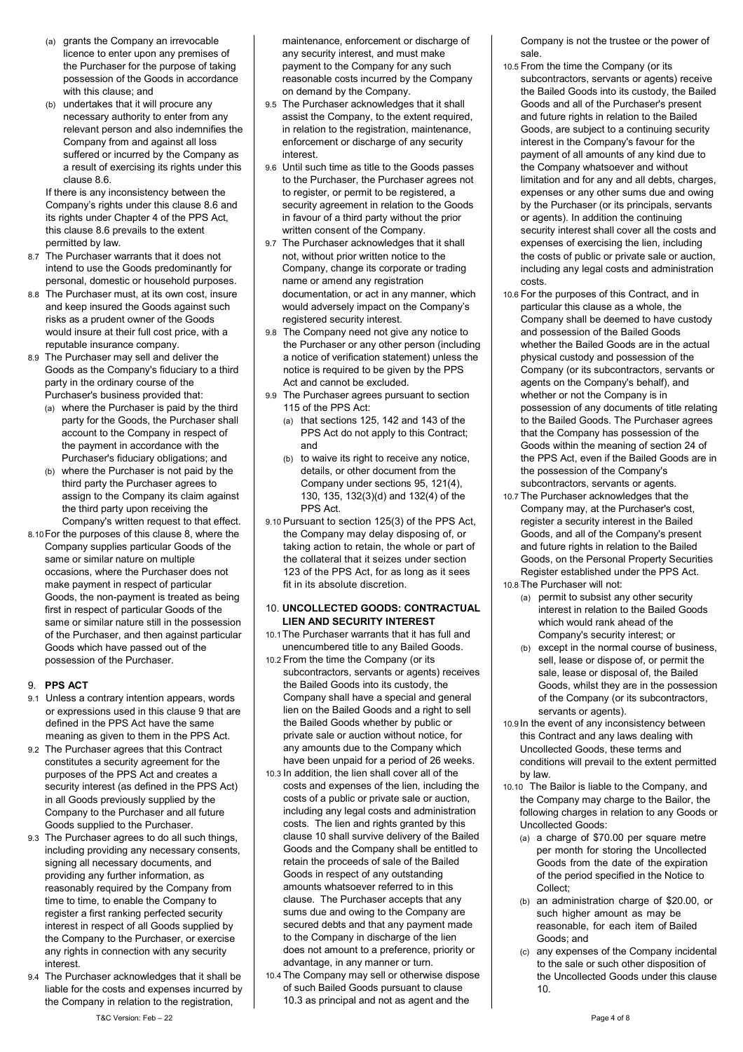(a) grants the Company an irrevocable licence to enter upon any premises of the Purchaser for the purpose of taking possession of the Goods in accordance with this clause; and

(b) undertakes that it will procure any necessary authority to enter from any relevant person and also indemnifies the Company from and against all loss suffered or incurred by the Company as a result of exercising its rights under this clause 8.6.

If there is any inconsistency between the Company's rights under this clause 8.6 and its rights under Chapter 4 of the PPS Act, this clause 8.6 prevails to the extent permitted by law.

8.7 The Purchaser warrants that it does not intend to use the Goods predominantly for personal, domestic or household purposes.

8.8 The Purchaser must, at its own cost, insure and keep insured the Goods against such risks as a prudent owner of the Goods would insure at their full cost price, with a reputable insurance company.

8.9 The Purchaser may sell and deliver the Goods as the Company's fiduciary to a third party in the ordinary course of the Purchaser's business provided that:

(a) where the Purchaser is paid by the third party for the Goods, the Purchaser shall account to the Company in respect of the payment in accordance with the Purchaser's fiduciary obligations; and

(b) where the Purchaser is not paid by the third party the Purchaser agrees to assign to the Company its claim against the third party upon receiving the Company's written request to that effect.

8.10 For the purposes of this clause 8, where the Company supplies particular Goods of the same or similar nature on multiple occasions, where the Purchaser does not make payment in respect of particular Goods, the non-payment is treated as being first in respect of particular Goods of the same or similar nature still in the possession of the Purchaser, and then against particular Goods which have passed out of the possession of the Purchaser.

## 9. PPS ACT

9.1 Unless a contrary intention appears, words or expressions used in this clause 9 that are defined in the PPS Act have the same meaning as given to them in the PPS Act.

9.2 The Purchaser agrees that this Contract constitutes a security agreement for the purposes of the PPS Act and creates a security interest (as defined in the PPS Act) in all Goods previously supplied by the Company to the Purchaser and all future Goods supplied to the Purchaser.

9.3 The Purchaser agrees to do all such things, including providing any necessary consents, signing all necessary documents, and providing any further information, as reasonably required by the Company from time to time, to enable the Company to register a first ranking perfected security interest in respect of all Goods supplied by the Company to the Purchaser, or exercise any rights in connection with any security interest.

9.4 The Purchaser acknowledges that it shall be liable for the costs and expenses incurred by the Company in relation to the registration, maintenance, enforcement or discharge of any security interest, and must make payment to the Company for any such reasonable costs incurred by the Company on demand by the Company.

9.5 The Purchaser acknowledges that it shall assist the Company, to the extent required, in relation to the registration, maintenance, enforcement or discharge of any security interest.

9.6 Until such time as title to the Goods passes to the Purchaser, the Purchaser agrees not to register, or permit to be registered, a security agreement in relation to the Goods in favour of a third party without the prior written consent of the Company.

9.7 The Purchaser acknowledges that it shall not, without prior written notice to the Company, change its corporate or trading name or amend any registration documentation, or act in any manner, which would adversely impact on the Company's registered security interest.

9.8 The Company need not give any notice to the Purchaser or any other person (including a notice of verification statement) unless the notice is required to be given by the PPS Act and cannot be excluded.

9.9 The Purchaser agrees pursuant to section 115 of the PPS Act:

(a) that sections 125, 142 and 143 of the PPS Act do not apply to this Contract; and

(b) to waive its right to receive any notice, details, or other document from the Company under sections 95, 121(4), 130, 135, 132(3)(d) and 132(4) of the PPS Act.

9.10 Pursuant to section 125(3) of the PPS Act, the Company may delay disposing of, or taking action to retain, the whole or part of the collateral that it seizes under section 123 of the PPS Act, for as long as it sees fit in its absolute discretion.

## 10. UNCOLLECTED GOODS: CONTRACTUAL LIEN AND SECURITY INTEREST

10.1 The Purchaser warrants that it has full and unencumbered title to any Bailed Goods.

10.2 From the time the Company (or its subcontractors, servants or agents) receives the Bailed Goods into its custody, the Company shall have a special and general lien on the Bailed Goods and a right to sell the Bailed Goods whether by public or private sale or auction without notice, for any amounts due to the Company which have been unpaid for a period of 26 weeks.

10.3 In addition, the lien shall cover all of the costs and expenses of the lien, including the costs of a public or private sale or auction, including any legal costs and administration costs. The lien and rights granted by this clause 10 shall survive delivery of the Bailed Goods and the Company shall be entitled to retain the proceeds of sale of the Bailed Goods in respect of any outstanding amounts whatsoever referred to in this clause. The Purchaser accepts that any sums due and owing to the Company are secured debts and that any payment made to the Company in discharge of the lien does not amount to a preference, priority or advantage, in any manner or turn.

10.4 The Company may sell or otherwise dispose of such Bailed Goods pursuant to clause 10.3 as principal and not as agent and the Company is not the trustee or the power of sale.

10.5 From the time the Company (or its subcontractors, servants or agents) receive the Bailed Goods into its custody, the Bailed Goods and all of the Purchaser's present and future rights in relation to the Bailed Goods, are subject to a continuing security interest in the Company's favour for the payment of all amounts of any kind due to the Company whatsoever and without limitation and for any and all debts, charges, expenses or any other sums due and owing by the Purchaser (or its principals, servants or agents). In addition the continuing security interest shall cover all the costs and expenses of exercising the lien, including the costs of public or private sale or auction, including any legal costs and administration costs.

10.6 For the purposes of this Contract, and in particular this clause as a whole, the Company shall be deemed to have custody and possession of the Bailed Goods whether the Bailed Goods are in the actual physical custody and possession of the Company (or its subcontractors, servants or agents on the Company's behalf), and whether or not the Company is in possession of any documents of title relating to the Bailed Goods. The Purchaser agrees that the Company has possession of the Goods within the meaning of section 24 of the PPS Act, even if the Bailed Goods are in the possession of the Company's subcontractors, servants or agents.

10.7 The Purchaser acknowledges that the Company may, at the Purchaser's cost, register a security interest in the Bailed Goods, and all of the Company's present and future rights in relation to the Bailed Goods, on the Personal Property Securities Register established under the PPS Act.

10.8 The Purchaser will not:

(a) permit to subsist any other security interest in relation to the Bailed Goods which would rank ahead of the Company's security interest; or

(b) except in the normal course of business, sell, lease or dispose of, or permit the sale, lease or disposal of, the Bailed Goods, whilst they are in the possession of the Company (or its subcontractors, servants or agents).

10.9 In the event of any inconsistency between this Contract and any laws dealing with Uncollected Goods, these terms and conditions will prevail to the extent permitted by law.

10.10 The Bailor is liable to the Company, and the Company may charge to the Bailor, the following charges in relation to any Goods or Uncollected Goods:

(a) a charge of $70.00 per square metre per month for storing the Uncollected Goods from the date of the expiration of the period specified in the Notice to Collect;

(b) an administration charge of $20.00, or such higher amount as may be reasonable, for each item of Bailed Goods; and

(c) any expenses of the Company incidental to the sale or such other disposition of the Uncollected Goods under this clause 10.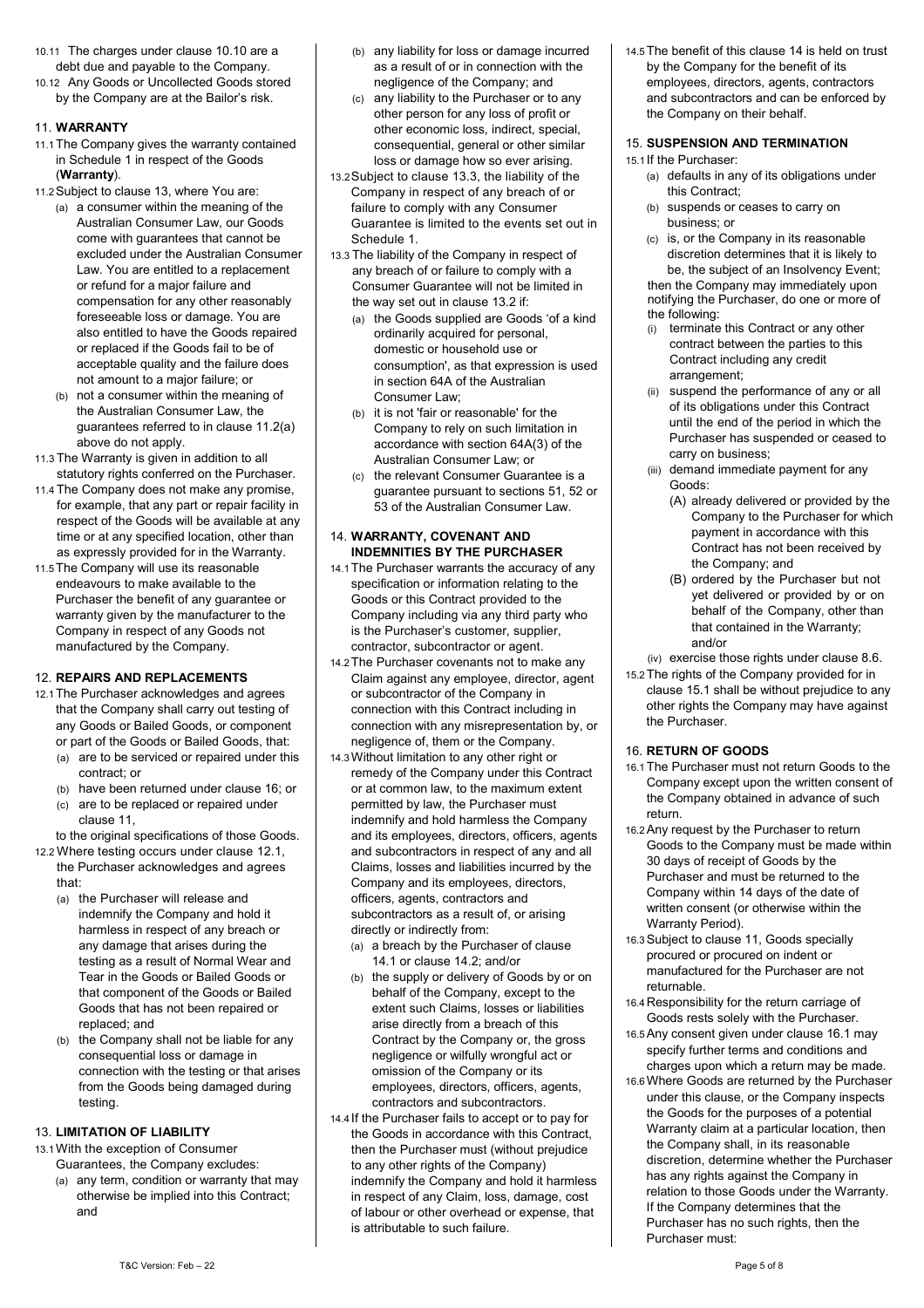10.11 The charges under clause 10.10 are a debt due and payable to the Company.

10.12 Any Goods or Uncollected Goods stored by the Company are at the Bailor's risk.

## 11. WARRANTY

11.1 The Company gives the warranty contained in Schedule 1 in respect of the Goods (**Warranty**).

11.2 Subject to clause 13, where You are:

(a) a consumer within the meaning of the Australian Consumer Law, our Goods come with guarantees that cannot be excluded under the Australian Consumer Law. You are entitled to a replacement or refund for a major failure and compensation for any other reasonably foreseeable loss or damage. You are also entitled to have the Goods repaired or replaced if the Goods fail to be of acceptable quality and the failure does not amount to a major failure; or

(b) not a consumer within the meaning of the Australian Consumer Law, the guarantees referred to in clause 11.2(a) above do not apply.

11.3 The Warranty is given in addition to all statutory rights conferred on the Purchaser.

11.4 The Company does not make any promise, for example, that any part or repair facility in respect of the Goods will be available at any time or at any specified location, other than as expressly provided for in the Warranty.

11.5 The Company will use its reasonable endeavours to make available to the Purchaser the benefit of any guarantee or warranty given by the manufacturer to the Company in respect of any Goods not manufactured by the Company.

## 12. REPAIRS AND REPLACEMENTS

12.1 The Purchaser acknowledges and agrees that the Company shall carry out testing of any Goods or Bailed Goods, or component or part of the Goods or Bailed Goods, that:

(a) are to be serviced or repaired under this contract; or

(b) have been returned under clause 16; or

(c) are to be replaced or repaired under clause 11,

to the original specifications of those Goods.

12.2 Where testing occurs under clause 12.1, the Purchaser acknowledges and agrees that:

(a) the Purchaser will release and indemnify the Company and hold it harmless in respect of any breach or any damage that arises during the testing as a result of Normal Wear and Tear in the Goods or Bailed Goods or that component of the Goods or Bailed Goods that has not been repaired or replaced; and

(b) the Company shall not be liable for any consequential loss or damage in connection with the testing or that arises from the Goods being damaged during testing.

## 13. LIMITATION OF LIABILITY

13.1 With the exception of Consumer Guarantees, the Company excludes:

(a) any term, condition or warranty that may otherwise be implied into this Contract; and

(b) any liability for loss or damage incurred as a result of or in connection with the negligence of the Company; and

(c) any liability to the Purchaser or to any other person for any loss of profit or other economic loss, indirect, special, consequential, general or other similar loss or damage how so ever arising.

13.2 Subject to clause 13.3, the liability of the Company in respect of any breach of or failure to comply with any Consumer Guarantee is limited to the events set out in Schedule 1.

13.3 The liability of the Company in respect of any breach of or failure to comply with a Consumer Guarantee will not be limited in the way set out in clause 13.2 if:

(a) the Goods supplied are Goods 'of a kind ordinarily acquired for personal, domestic or household use or consumption', as that expression is used in section 64A of the Australian Consumer Law;

(b) it is not 'fair or reasonable' for the Company to rely on such limitation in accordance with section 64A(3) of the Australian Consumer Law; or

(c) the relevant Consumer Guarantee is a guarantee pursuant to sections 51, 52 or 53 of the Australian Consumer Law.

## 14. WARRANTY, COVENANT AND INDEMNITIES BY THE PURCHASER

14.1 The Purchaser warrants the accuracy of any specification or information relating to the Goods or this Contract provided to the Company including via any third party who is the Purchaser's customer, supplier, contractor, subcontractor or agent.

14.2 The Purchaser covenants not to make any Claim against any employee, director, agent or subcontractor of the Company in connection with this Contract including in connection with any misrepresentation by, or negligence of, them or the Company.

14.3 Without limitation to any other right or remedy of the Company under this Contract or at common law, to the maximum extent permitted by law, the Purchaser must indemnify and hold harmless the Company and its employees, directors, officers, agents and subcontractors in respect of any and all Claims, losses and liabilities incurred by the Company and its employees, directors, officers, agents, contractors and subcontractors as a result of, or arising directly or indirectly from:

(a) a breach by the Purchaser of clause 14.1 or clause 14.2; and/or

(b) the supply or delivery of Goods by or on behalf of the Company, except to the extent such Claims, losses or liabilities arise directly from a breach of this Contract by the Company or, the gross negligence or wilfully wrongful act or omission of the Company or its employees, directors, officers, agents, contractors and subcontractors.

14.4 If the Purchaser fails to accept or to pay for the Goods in accordance with this Contract, then the Purchaser must (without prejudice to any other rights of the Company) indemnify the Company and hold it harmless in respect of any Claim, loss, damage, cost of labour or other overhead or expense, that is attributable to such failure.

14.5 The benefit of this clause 14 is held on trust by the Company for the benefit of its employees, directors, agents, contractors and subcontractors and can be enforced by the Company on their behalf.

## 15. SUSPENSION AND TERMINATION

15.1 If the Purchaser:

(a) defaults in any of its obligations under this Contract;

(b) suspends or ceases to carry on business; or

(c) is, or the Company in its reasonable discretion determines that it is likely to be, the subject of an Insolvency Event;

then the Company may immediately upon notifying the Purchaser, do one or more of the following:

(i) terminate this Contract or any other contract between the parties to this Contract including any credit arrangement;

(ii) suspend the performance of any or all of its obligations under this Contract until the end of the period in which the Purchaser has suspended or ceased to carry on business;

(iii) demand immediate payment for any Goods:

(A) already delivered or provided by the Company to the Purchaser for which payment in accordance with this Contract has not been received by the Company; and

(B) ordered by the Purchaser but not yet delivered or provided by or on behalf of the Company, other than that contained in the Warranty; and/or

(iv) exercise those rights under clause 8.6.

15.2 The rights of the Company provided for in clause 15.1 shall be without prejudice to any other rights the Company may have against the Purchaser.

## 16. RETURN OF GOODS

16.1 The Purchaser must not return Goods to the Company except upon the written consent of the Company obtained in advance of such return.

16.2 Any request by the Purchaser to return Goods to the Company must be made within 30 days of receipt of Goods by the Purchaser and must be returned to the Company within 14 days of the date of written consent (or otherwise within the Warranty Period).

16.3 Subject to clause 11, Goods specially procured or procured on indent or manufactured for the Purchaser are not returnable.

16.4 Responsibility for the return carriage of Goods rests solely with the Purchaser.

16.5 Any consent given under clause 16.1 may specify further terms and conditions and charges upon which a return may be made.

16.6 Where Goods are returned by the Purchaser under this clause, or the Company inspects the Goods for the purposes of a potential Warranty claim at a particular location, then the Company shall, in its reasonable discretion, determine whether the Purchaser has any rights against the Company in relation to those Goods under the Warranty. If the Company determines that the Purchaser has no such rights, then the Purchaser must: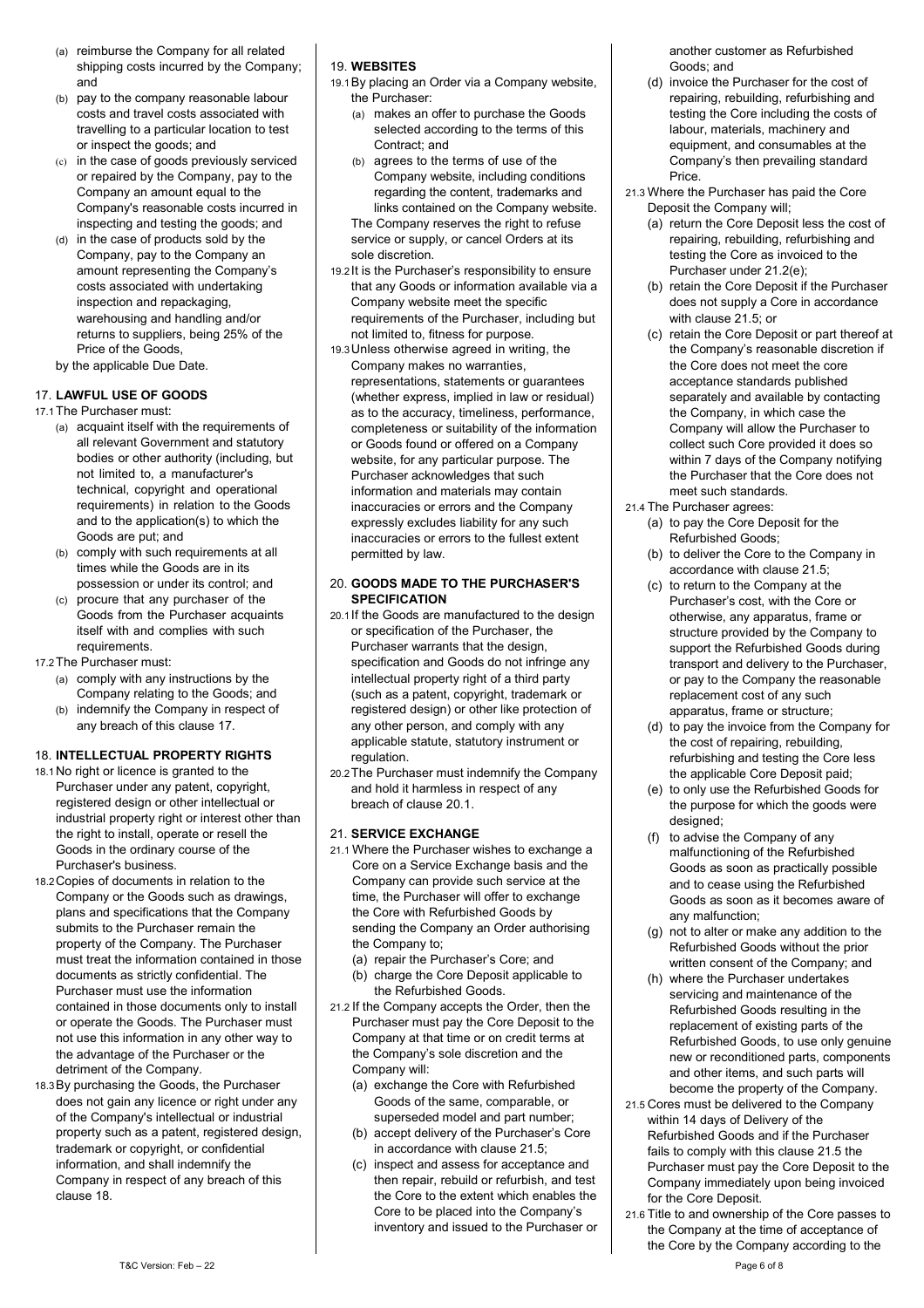(a) reimburse the Company for all related shipping costs incurred by the Company; and

(b) pay to the company reasonable labour costs and travel costs associated with travelling to a particular location to test or inspect the goods; and

(c) in the case of goods previously serviced or repaired by the Company, pay to the Company an amount equal to the Company's reasonable costs incurred in inspecting and testing the goods; and

(d) in the case of products sold by the Company, pay to the Company an amount representing the Company's costs associated with undertaking inspection and repackaging, warehousing and handling and/or returns to suppliers, being 25% of the Price of the Goods,

by the applicable Due Date.

## 17. LAWFUL USE OF GOODS

17.1 The Purchaser must:

(a) acquaint itself with the requirements of all relevant Government and statutory bodies or other authority (including, but not limited to, a manufacturer's technical, copyright and operational requirements) in relation to the Goods and to the application(s) to which the Goods are put; and

(b) comply with such requirements at all times while the Goods are in its possession or under its control; and

(c) procure that any purchaser of the Goods from the Purchaser acquaints itself with and complies with such requirements.

17.2 The Purchaser must:

(a) comply with any instructions by the Company relating to the Goods; and

(b) indemnify the Company in respect of any breach of this clause 17.

## 18. INTELLECTUAL PROPERTY RIGHTS

18.1 No right or licence is granted to the Purchaser under any patent, copyright, registered design or other intellectual or industrial property right or interest other than the right to install, operate or resell the Goods in the ordinary course of the Purchaser's business.

18.2 Copies of documents in relation to the Company or the Goods such as drawings, plans and specifications that the Company submits to the Purchaser remain the property of the Company. The Purchaser must treat the information contained in those documents as strictly confidential. The Purchaser must use the information contained in those documents only to install or operate the Goods. The Purchaser must not use this information in any other way to the advantage of the Purchaser or the detriment of the Company.

18.3 By purchasing the Goods, the Purchaser does not gain any licence or right under any of the Company's intellectual or industrial property such as a patent, registered design, trademark or copyright, or confidential information, and shall indemnify the Company in respect of any breach of this clause 18.

## 19. WEBSITES

19.1 By placing an Order via a Company website, the Purchaser:

(a) makes an offer to purchase the Goods selected according to the terms of this Contract; and

(b) agrees to the terms of use of the Company website, including conditions regarding the content, trademarks and links contained on the Company website.

The Company reserves the right to refuse service or supply, or cancel Orders at its sole discretion.

19.2 It is the Purchaser's responsibility to ensure that any Goods or information available via a Company website meet the specific requirements of the Purchaser, including but not limited to, fitness for purpose.

19.3 Unless otherwise agreed in writing, the Company makes no warranties, representations, statements or guarantees (whether express, implied in law or residual) as to the accuracy, timeliness, performance, completeness or suitability of the information or Goods found or offered on a Company website, for any particular purpose. The Purchaser acknowledges that such information and materials may contain inaccuracies or errors and the Company expressly excludes liability for any such inaccuracies or errors to the fullest extent permitted by law.

## 20. GOODS MADE TO THE PURCHASER'S SPECIFICATION

20.1 If the Goods are manufactured to the design or specification of the Purchaser, the Purchaser warrants that the design, specification and Goods do not infringe any intellectual property right of a third party (such as a patent, copyright, trademark or registered design) or other like protection of any other person, and comply with any applicable statute, statutory instrument or regulation.

20.2 The Purchaser must indemnify the Company and hold it harmless in respect of any breach of clause 20.1.

## 21. SERVICE EXCHANGE

21.1 Where the Purchaser wishes to exchange a Core on a Service Exchange basis and the Company can provide such service at the time, the Purchaser will offer to exchange the Core with Refurbished Goods by sending the Company an Order authorising the Company to;

(a) repair the Purchaser's Core; and

(b) charge the Core Deposit applicable to the Refurbished Goods.

21.2 If the Company accepts the Order, then the Purchaser must pay the Core Deposit to the Company at that time or on credit terms at the Company's sole discretion and the Company will:

(a) exchange the Core with Refurbished Goods of the same, comparable, or superseded model and part number;

(b) accept delivery of the Purchaser's Core in accordance with clause 21.5;

(c) inspect and assess for acceptance and then repair, rebuild or refurbish, and test the Core to the extent which enables the Core to be placed into the Company's inventory and issued to the Purchaser or another customer as Refurbished Goods; and

(d) invoice the Purchaser for the cost of repairing, rebuilding, refurbishing and testing the Core including the costs of labour, materials, machinery and equipment, and consumables at the Company's then prevailing standard Price.

21.3 Where the Purchaser has paid the Core Deposit the Company will;

(a) return the Core Deposit less the cost of repairing, rebuilding, refurbishing and testing the Core as invoiced to the Purchaser under 21.2(e);

(b) retain the Core Deposit if the Purchaser does not supply a Core in accordance with clause 21.5; or

(c) retain the Core Deposit or part thereof at the Company's reasonable discretion if the Core does not meet the core acceptance standards published separately and available by contacting the Company, in which case the Company will allow the Purchaser to collect such Core provided it does so within 7 days of the Company notifying the Purchaser that the Core does not meet such standards.

21.4 The Purchaser agrees:

(a) to pay the Core Deposit for the Refurbished Goods;

(b) to deliver the Core to the Company in accordance with clause 21.5;

(c) to return to the Company at the Purchaser's cost, with the Core or otherwise, any apparatus, frame or structure provided by the Company to support the Refurbished Goods during transport and delivery to the Purchaser, or pay to the Company the reasonable replacement cost of any such apparatus, frame or structure;

(d) to pay the invoice from the Company for the cost of repairing, rebuilding, refurbishing and testing the Core less the applicable Core Deposit paid;

(e) to only use the Refurbished Goods for the purpose for which the goods were designed;

(f) to advise the Company of any malfunctioning of the Refurbished Goods as soon as practically possible and to cease using the Refurbished Goods as soon as it becomes aware of any malfunction;

(g) not to alter or make any addition to the Refurbished Goods without the prior written consent of the Company; and

(h) where the Purchaser undertakes servicing and maintenance of the Refurbished Goods resulting in the replacement of existing parts of the Refurbished Goods, to use only genuine new or reconditioned parts, components and other items, and such parts will become the property of the Company.

21.5 Cores must be delivered to the Company within 14 days of Delivery of the Refurbished Goods and if the Purchaser fails to comply with this clause 21.5 the Purchaser must pay the Core Deposit to the Company immediately upon being invoiced for the Core Deposit.

21.6 Title to and ownership of the Core passes to the Company at the time of acceptance of the Core by the Company according to the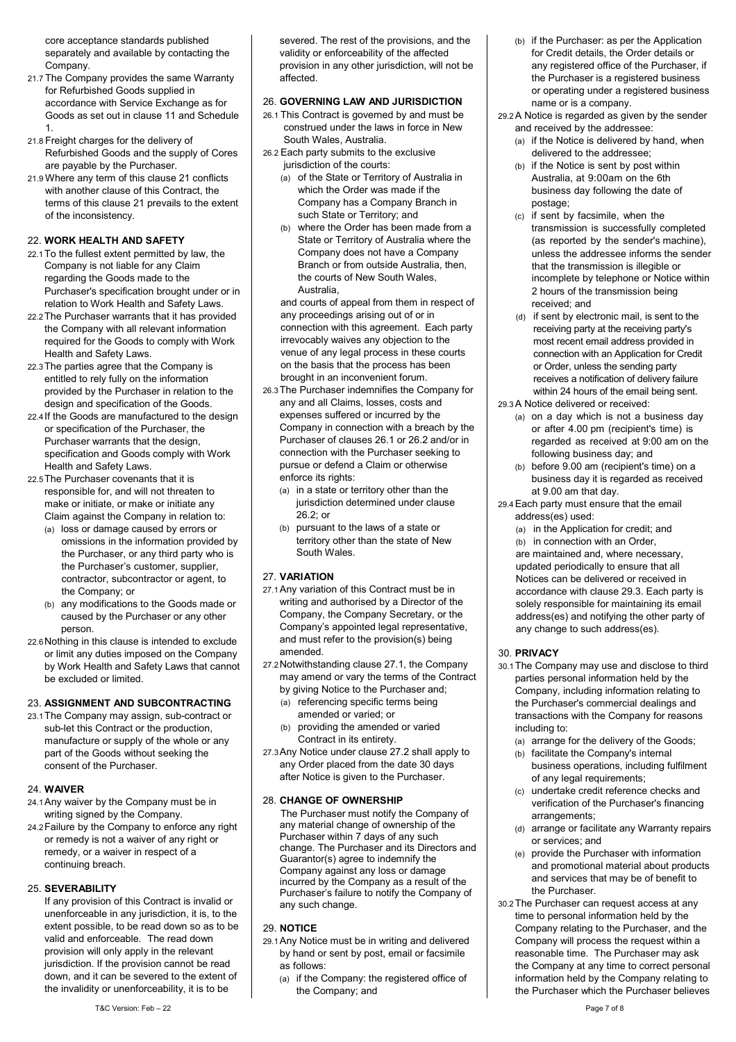core acceptance standards published separately and available by contacting the Company.

21.7 The Company provides the same Warranty for Refurbished Goods supplied in accordance with Service Exchange as for Goods as set out in clause 11 and Schedule 1.

21.8 Freight charges for the delivery of Refurbished Goods and the supply of Cores are payable by the Purchaser.

21.9 Where any term of this clause 21 conflicts with another clause of this Contract, the terms of this clause 21 prevails to the extent of the inconsistency.

## 22. **WORK HEALTH AND SAFETY**

22.1 To the fullest extent permitted by law, the Company is not liable for any Claim regarding the Goods made to the Purchaser's specification brought under or in relation to Work Health and Safety Laws.

22.2 The Purchaser warrants that it has provided the Company with all relevant information required for the Goods to comply with Work Health and Safety Laws.

22.3 The parties agree that the Company is entitled to rely fully on the information provided by the Purchaser in relation to the design and specification of the Goods.

22.4 If the Goods are manufactured to the design or specification of the Purchaser, the Purchaser warrants that the design, specification and Goods comply with Work Health and Safety Laws.

22.5 The Purchaser covenants that it is responsible for, and will not threaten to make or initiate, or make or initiate any Claim against the Company in relation to:

(a) loss or damage caused by errors or omissions in the information provided by the Purchaser, or any third party who is the Purchaser's customer, supplier, contractor, subcontractor or agent, to the Company; or

(b) any modifications to the Goods made or caused by the Purchaser or any other person.

22.6 Nothing in this clause is intended to exclude or limit any duties imposed on the Company by Work Health and Safety Laws that cannot be excluded or limited.

## 23. **ASSIGNMENT AND SUBCONTRACTING**

23.1 The Company may assign, sub-contract or sub-let this Contract or the production, manufacture or supply of the whole or any part of the Goods without seeking the consent of the Purchaser.

## 24. **WAIVER**

24.1 Any waiver by the Company must be in writing signed by the Company.

24.2 Failure by the Company to enforce any right or remedy is not a waiver of any right or remedy, or a waiver in respect of a continuing breach.

## 25. **SEVERABILITY**

If any provision of this Contract is invalid or unenforceable in any jurisdiction, it is, to the extent possible, to be read down so as to be valid and enforceable. The read down provision will only apply in the relevant jurisdiction. If the provision cannot be read down, and it can be severed to the extent of the invalidity or unenforceability, it is to be severed. The rest of the provisions, and the validity or enforceability of the affected provision in any other jurisdiction, will not be affected.

## 26. **GOVERNING LAW AND JURISDICTION**

26.1 This Contract is governed by and must be construed under the laws in force in New South Wales, Australia.

26.2 Each party submits to the exclusive jurisdiction of the courts:

(a) of the State or Territory of Australia in which the Order was made if the Company has a Company Branch in such State or Territory; and

(b) where the Order has been made from a State or Territory of Australia where the Company does not have a Company Branch or from outside Australia, then, the courts of New South Wales, Australia,

and courts of appeal from them in respect of any proceedings arising out of or in connection with this agreement. Each party irrevocably waives any objection to the venue of any legal process in these courts on the basis that the process has been brought in an inconvenient forum.

26.3 The Purchaser indemnifies the Company for any and all Claims, losses, costs and expenses suffered or incurred by the Company in connection with a breach by the Purchaser of clauses 26.1 or 26.2 and/or in connection with the Purchaser seeking to pursue or defend a Claim or otherwise enforce its rights:

(a) in a state or territory other than the jurisdiction determined under clause 26.2; or

(b) pursuant to the laws of a state or territory other than the state of New South Wales.

## 27. **VARIATION**

27.1 Any variation of this Contract must be in writing and authorised by a Director of the Company, the Company Secretary, or the Company's appointed legal representative, and must refer to the provision(s) being amended.

27.2 Notwithstanding clause 27.1, the Company may amend or vary the terms of the Contract by giving Notice to the Purchaser and;

(a) referencing specific terms being amended or varied; or

(b) providing the amended or varied Contract in its entirety.

27.3 Any Notice under clause 27.2 shall apply to any Order placed from the date 30 days after Notice is given to the Purchaser.

## 28. **CHANGE OF OWNERSHIP**

The Purchaser must notify the Company of any material change of ownership of the Purchaser within 7 days of any such change. The Purchaser and its Directors and Guarantor(s) agree to indemnify the Company against any loss or damage incurred by the Company as a result of the Purchaser's failure to notify the Company of any such change.

## 29. **NOTICE**

29.1 Any Notice must be in writing and delivered by hand or sent by post, email or facsimile as follows:

(a) if the Company: the registered office of the Company; and

(b) if the Purchaser: as per the Application for Credit details, the Order details or any registered office of the Purchaser, if the Purchaser is a registered business or operating under a registered business name or is a company.

29.2 A Notice is regarded as given by the sender and received by the addressee:

(a) if the Notice is delivered by hand, when delivered to the addressee;

(b) if the Notice is sent by post within Australia, at 9:00am on the 6th business day following the date of postage;

(c) if sent by facsimile, when the transmission is successfully completed (as reported by the sender's machine), unless the addressee informs the sender that the transmission is illegible or incomplete by telephone or Notice within 2 hours of the transmission being received; and

(d) if sent by electronic mail, is sent to the receiving party at the receiving party's most recent email address provided in connection with an Application for Credit or Order, unless the sending party receives a notification of delivery failure within 24 hours of the email being sent.

29.3 A Notice delivered or received:

(a) on a day which is not a business day or after 4.00 pm (recipient's time) is regarded as received at 9:00 am on the following business day; and

(b) before 9.00 am (recipient's time) on a business day it is regarded as received at 9.00 am that day.

29.4 Each party must ensure that the email address(es) used:

(a) in the Application for credit; and

(b) in connection with an Order,

are maintained and, where necessary, updated periodically to ensure that all Notices can be delivered or received in accordance with clause 29.3. Each party is solely responsible for maintaining its email address(es) and notifying the other party of any change to such address(es).

## 30. **PRIVACY**

30.1 The Company may use and disclose to third parties personal information held by the Company, including information relating to the Purchaser's commercial dealings and transactions with the Company for reasons including to:

(a) arrange for the delivery of the Goods;

(b) facilitate the Company's internal business operations, including fulfilment of any legal requirements;

(c) undertake credit reference checks and verification of the Purchaser's financing arrangements;

(d) arrange or facilitate any Warranty repairs or services; and

(e) provide the Purchaser with information and promotional material about products and services that may be of benefit to the Purchaser.

30.2 The Purchaser can request access at any time to personal information held by the Company relating to the Purchaser, and the Company will process the request within a reasonable time. The Purchaser may ask the Company at any time to correct personal information held by the Company relating to the Purchaser which the Purchaser believes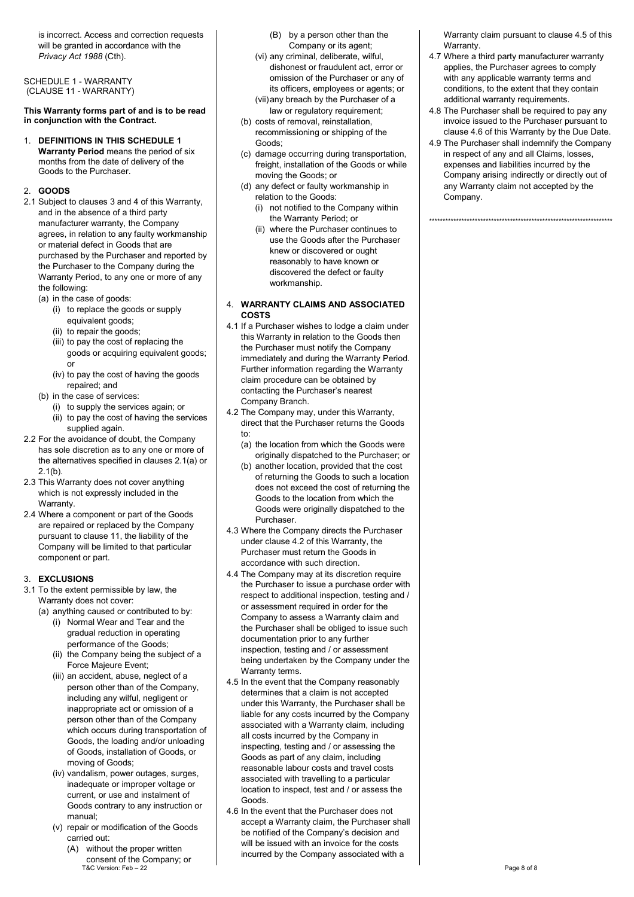is incorrect. Access and correction requests will be granted in accordance with the *Privacy Act 1988* (Cth).

SCHEDULE 1 - WARRANTY
(CLAUSE 11 - WARRANTY)

**This Warranty forms part of and is to be read in conjunction with the Contract.**

1. **DEFINITIONS IN THIS SCHEDULE 1**
   **Warranty Period** means the period of six months from the date of delivery of the Goods to the Purchaser.

2. **GOODS**

2.1 Subject to clauses 3 and 4 of this Warranty, and in the absence of a third party manufacturer warranty, the Company agrees, in relation to any faulty workmanship or material defect in Goods that are purchased by the Purchaser and reported by the Purchaser to the Company during the Warranty Period, to any one or more of any the following:
   - (a) in the case of goods:
     - (i) to replace the goods or supply equivalent goods;
     - (ii) to repair the goods;
     - (iii) to pay the cost of replacing the goods or acquiring equivalent goods; or
     - (iv) to pay the cost of having the goods repaired; and
   - (b) in the case of services:
     - (i) to supply the services again; or
     - (ii) to pay the cost of having the services supplied again.

2.2 For the avoidance of doubt, the Company has sole discretion as to any one or more of the alternatives specified in clauses 2.1(a) or 2.1(b).

2.3 This Warranty does not cover anything which is not expressly included in the Warranty.

2.4 Where a component or part of the Goods are repaired or replaced by the Company pursuant to clause 11, the liability of the Company will be limited to that particular component or part.

3. **EXCLUSIONS**

3.1 To the extent permissible by law, the Warranty does not cover:
   - (a) anything caused or contributed to by:
     - (i) Normal Wear and Tear and the gradual reduction in operating performance of the Goods;
     - (ii) the Company being the subject of a Force Majeure Event;
     - (iii) an accident, abuse, neglect of a person other than of the Company, including any wilful, negligent or inappropriate act or omission of a person other than of the Company which occurs during transportation of Goods, the loading and/or unloading of Goods, installation of Goods, or moving of Goods;
     - (iv) vandalism, power outages, surges, inadequate or improper voltage or current, or use and instalment of Goods contrary to any instruction or manual;
     - (v) repair or modification of the Goods carried out:
       - (A) without the proper written consent of the Company; or
       - (B) by a person other than the Company or its agent;
     - (vi) any criminal, deliberate, wilful, dishonest or fraudulent act, error or omission of the Purchaser or any of its officers, employees or agents; or
     - (vii) any breach by the Purchaser of a law or regulatory requirement;
   - (b) costs of removal, reinstallation, recommissioning or shipping of the Goods;
   - (c) damage occurring during transportation, freight, installation of the Goods or while moving the Goods; or
   - (d) any defect or faulty workmanship in relation to the Goods:
     - (i) not notified to the Company within the Warranty Period; or
     - (ii) where the Purchaser continues to use the Goods after the Purchaser knew or discovered or ought reasonably to have known or discovered the defect or faulty workmanship.

4. **WARRANTY CLAIMS AND ASSOCIATED COSTS**

4.1 If a Purchaser wishes to lodge a claim under this Warranty in relation to the Goods then the Purchaser must notify the Company immediately and during the Warranty Period. Further information regarding the Warranty claim procedure can be obtained by contacting the Purchaser's nearest Company Branch.

4.2 The Company may, under this Warranty, direct that the Purchaser returns the Goods to:
   - (a) the location from which the Goods were originally dispatched to the Purchaser; or
   - (b) another location, provided that the cost of returning the Goods to such a location does not exceed the cost of returning the Goods to the location from which the Goods were originally dispatched to the Purchaser.

4.3 Where the Company directs the Purchaser under clause 4.2 of this Warranty, the Purchaser must return the Goods in accordance with such direction.

4.4 The Company may at its discretion require the Purchaser to issue a purchase order with respect to additional inspection, testing and / or assessment required in order for the Company to assess a Warranty claim and the Purchaser shall be obliged to issue such documentation prior to any further inspection, testing and / or assessment being undertaken by the Company under the Warranty terms.

4.5 In the event that the Company reasonably determines that a claim is not accepted under this Warranty, the Purchaser shall be liable for any costs incurred by the Company associated with a Warranty claim, including all costs incurred by the Company in inspecting, testing and / or assessing the Goods as part of any claim, including reasonable labour costs and travel costs associated with travelling to a particular location to inspect, test and / or assess the Goods.

4.6 In the event that the Purchaser does not accept a Warranty claim, the Purchaser shall be notified of the Company's decision and will be issued with an invoice for the costs incurred by the Company associated with a Warranty claim pursuant to clause 4.5 of this Warranty.

4.7 Where a third party manufacturer warranty applies, the Purchaser agrees to comply with any applicable warranty terms and conditions, to the extent that they contain additional warranty requirements.

4.8 The Purchaser shall be required to pay any invoice issued to the Purchaser pursuant to clause 4.6 of this Warranty by the Due Date.

4.9 The Purchaser shall indemnify the Company in respect of any and all Claims, losses, expenses and liabilities incurred by the Company arising indirectly or directly out of any Warranty claim not accepted by the Company.

\*\*\*\*\*\*\*\*\*\*\*\*\*\*\*\*\*\*\*\*\*\*\*\*\*\*\*\*\*\*\*\*\*\*\*\*\*\*\*\*\*\*\*\*\*\*\*\*\*\*\*\*\*\*\*\*\*\*\*\*\*\*\*\*

T&C Version: Feb – 22